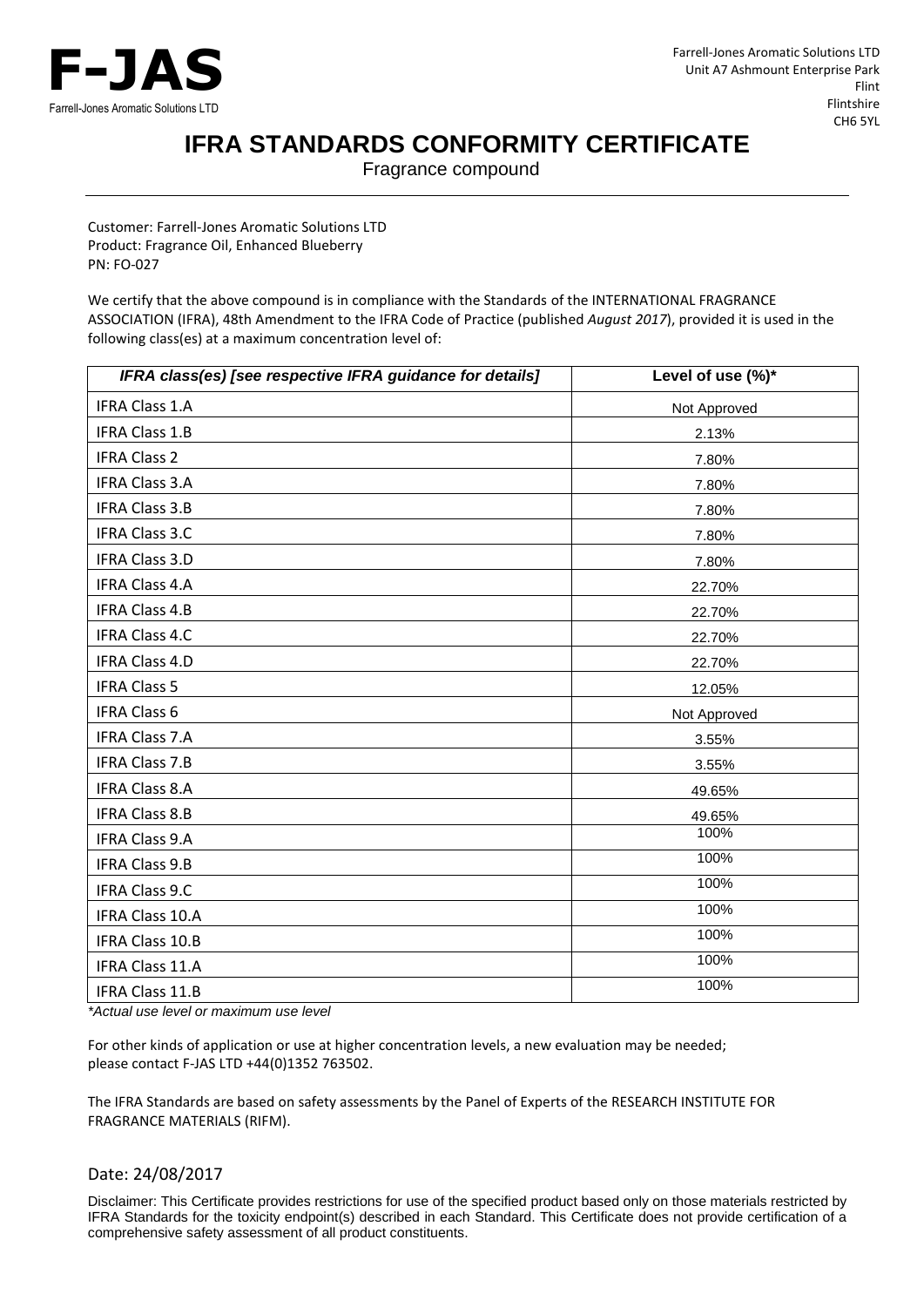**F-JAS**
Farrell-Jones Aromatic Solutions LTD

Farrell-Jones Aromatic Solutions LTD
Unit A7 Ashmount Enterprise Park
Flint
Flintshire
CH6 5YL

# IFRA STANDARDS CONFORMITY CERTIFICATE

Fragrance compound

---

Customer: Farrell-Jones Aromatic Solutions LTD
Product: Fragrance Oil, Enhanced Blueberry
PN: FO-027

We certify that the above compound is in compliance with the Standards of the INTERNATIONAL FRAGRANCE ASSOCIATION (IFRA), 48th Amendment to the IFRA Code of Practice (published *August 2017*), provided it is used in the following class(es) at a maximum concentration level of:

| *IFRA class(es) [see respective IFRA guidance for details]* | Level of use (%)* |
|---|---|
| IFRA Class 1.A | Not Approved |
| IFRA Class 1.B | 2.13% |
| IFRA Class 2 | 7.80% |
| IFRA Class 3.A | 7.80% |
| IFRA Class 3.B | 7.80% |
| IFRA Class 3.C | 7.80% |
| IFRA Class 3.D | 7.80% |
| IFRA Class 4.A | 22.70% |
| IFRA Class 4.B | 22.70% |
| IFRA Class 4.C | 22.70% |
| IFRA Class 4.D | 22.70% |
| IFRA Class 5 | 12.05% |
| IFRA Class 6 | Not Approved |
| IFRA Class 7.A | 3.55% |
| IFRA Class 7.B | 3.55% |
| IFRA Class 8.A | 49.65% |
| IFRA Class 8.B | 49.65% |
| IFRA Class 9.A | 100% |
| IFRA Class 9.B | 100% |
| IFRA Class 9.C | 100% |
| IFRA Class 10.A | 100% |
| IFRA Class 10.B | 100% |
| IFRA Class 11.A | 100% |
| IFRA Class 11.B | 100% |

*\*Actual use level or maximum use level*

For other kinds of application or use at higher concentration levels, a new evaluation may be needed; please contact F-JAS LTD +44(0)1352 763502.

The IFRA Standards are based on safety assessments by the Panel of Experts of the RESEARCH INSTITUTE FOR FRAGRANCE MATERIALS (RIFM).

Date: 24/08/2017

Disclaimer: This Certificate provides restrictions for use of the specified product based only on those materials restricted by IFRA Standards for the toxicity endpoint(s) described in each Standard. This Certificate does not provide certification of a comprehensive safety assessment of all product constituents.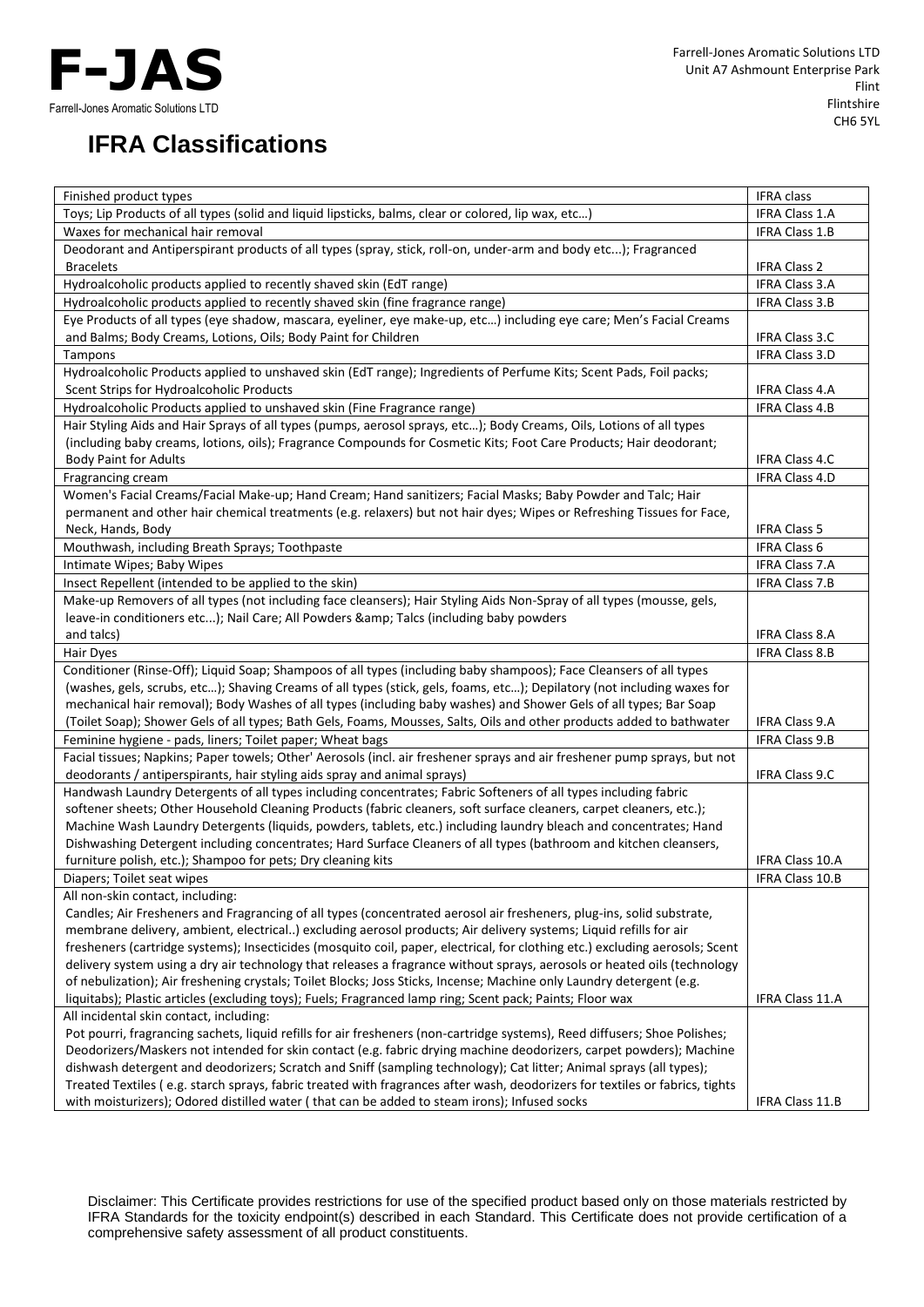# F-JAS

Farrell-Jones Aromatic Solutions LTD

Farrell-Jones Aromatic Solutions LTD
Unit A7 Ashmount Enterprise Park
Flint
Flintshire
CH6 5YL

## IFRA Classifications

| Finished product types | IFRA class |
|---|---|
| Toys; Lip Products of all types (solid and liquid lipsticks, balms, clear or colored, lip wax, etc…) | IFRA Class 1.A |
| Waxes for mechanical hair removal | IFRA Class 1.B |
| Deodorant and Antiperspirant products of all types (spray, stick, roll-on, under-arm and body etc...); Fragranced Bracelets | IFRA Class 2 |
| Hydroalcoholic products applied to recently shaved skin (EdT range) | IFRA Class 3.A |
| Hydroalcoholic products applied to recently shaved skin (fine fragrance range) | IFRA Class 3.B |
| Eye Products of all types (eye shadow, mascara, eyeliner, eye make-up, etc…) including eye care; Men's Facial Creams and Balms; Body Creams, Lotions, Oils; Body Paint for Children | IFRA Class 3.C |
| Tampons | IFRA Class 3.D |
| Hydroalcoholic Products applied to unshaved skin (EdT range); Ingredients of Perfume Kits; Scent Pads, Foil packs; Scent Strips for Hydroalcoholic Products | IFRA Class 4.A |
| Hydroalcoholic Products applied to unshaved skin (Fine Fragrance range) | IFRA Class 4.B |
| Hair Styling Aids and Hair Sprays of all types (pumps, aerosol sprays, etc…); Body Creams, Oils, Lotions of all types (including baby creams, lotions, oils); Fragrance Compounds for Cosmetic Kits; Foot Care Products; Hair deodorant; Body Paint for Adults | IFRA Class 4.C |
| Fragrancing cream | IFRA Class 4.D |
| Women's Facial Creams/Facial Make-up; Hand Cream; Hand sanitizers; Facial Masks; Baby Powder and Talc; Hair permanent and other hair chemical treatments (e.g. relaxers) but not hair dyes; Wipes or Refreshing Tissues for Face, Neck, Hands, Body | IFRA Class 5 |
| Mouthwash, including Breath Sprays; Toothpaste | IFRA Class 6 |
| Intimate Wipes; Baby Wipes | IFRA Class 7.A |
| Insect Repellent (intended to be applied to the skin) | IFRA Class 7.B |
| Make-up Removers of all types (not including face cleansers); Hair Styling Aids Non-Spray of all types (mousse, gels, leave-in conditioners etc...); Nail Care; All Powders &amp; Talcs (including baby powders and talcs) | IFRA Class 8.A |
| Hair Dyes | IFRA Class 8.B |
| Conditioner (Rinse-Off); Liquid Soap; Shampoos of all types (including baby shampoos); Face Cleansers of all types (washes, gels, scrubs, etc…); Shaving Creams of all types (stick, gels, foams, etc…); Depilatory (not including waxes for mechanical hair removal); Body Washes of all types (including baby washes) and Shower Gels of all types; Bar Soap (Toilet Soap); Shower Gels of all types; Bath Gels, Foams, Mousses, Salts, Oils and other products added to bathwater | IFRA Class 9.A |
| Feminine hygiene - pads, liners; Toilet paper; Wheat bags | IFRA Class 9.B |
| Facial tissues; Napkins; Paper towels; Other' Aerosols (incl. air freshener sprays and air freshener pump sprays, but not deodorants / antiperspirants, hair styling aids spray and animal sprays) | IFRA Class 9.C |
| Handwash Laundry Detergents of all types including concentrates; Fabric Softeners of all types including fabric softener sheets; Other Household Cleaning Products (fabric cleaners, soft surface cleaners, carpet cleaners, etc.); Machine Wash Laundry Detergents (liquids, powders, tablets, etc.) including laundry bleach and concentrates; Hand Dishwashing Detergent including concentrates; Hard Surface Cleaners of all types (bathroom and kitchen cleansers, furniture polish, etc.); Shampoo for pets; Dry cleaning kits | IFRA Class 10.A |
| Diapers; Toilet seat wipes | IFRA Class 10.B |
| All non-skin contact, including: Candles; Air Fresheners and Fragrancing of all types (concentrated aerosol air fresheners, plug-ins, solid substrate, membrane delivery, ambient, electrical..) excluding aerosol products; Air delivery systems; Liquid refills for air fresheners (cartridge systems); Insecticides (mosquito coil, paper, electrical, for clothing etc.) excluding aerosols; Scent delivery system using a dry air technology that releases a fragrance without sprays, aerosols or heated oils (technology of nebulization); Air freshening crystals; Toilet Blocks; Joss Sticks, Incense; Machine only Laundry detergent (e.g. liquitabs); Plastic articles (excluding toys); Fuels; Fragranced lamp ring; Scent pack; Paints; Floor wax | IFRA Class 11.A |
| All incidental skin contact, including: Pot pourri, fragrancing sachets, liquid refills for air fresheners (non-cartridge systems), Reed diffusers; Shoe Polishes; Deodorizers/Maskers not intended for skin contact (e.g. fabric drying machine deodorizers, carpet powders); Machine dishwash detergent and deodorizers; Scratch and Sniff (sampling technology); Cat litter; Animal sprays (all types); Treated Textiles ( e.g. starch sprays, fabric treated with fragrances after wash, deodorizers for textiles or fabrics, tights with moisturizers); Odored distilled water ( that can be added to steam irons); Infused socks | IFRA Class 11.B |

Disclaimer: This Certificate provides restrictions for use of the specified product based only on those materials restricted by IFRA Standards for the toxicity endpoint(s) described in each Standard. This Certificate does not provide certification of a comprehensive safety assessment of all product constituents.